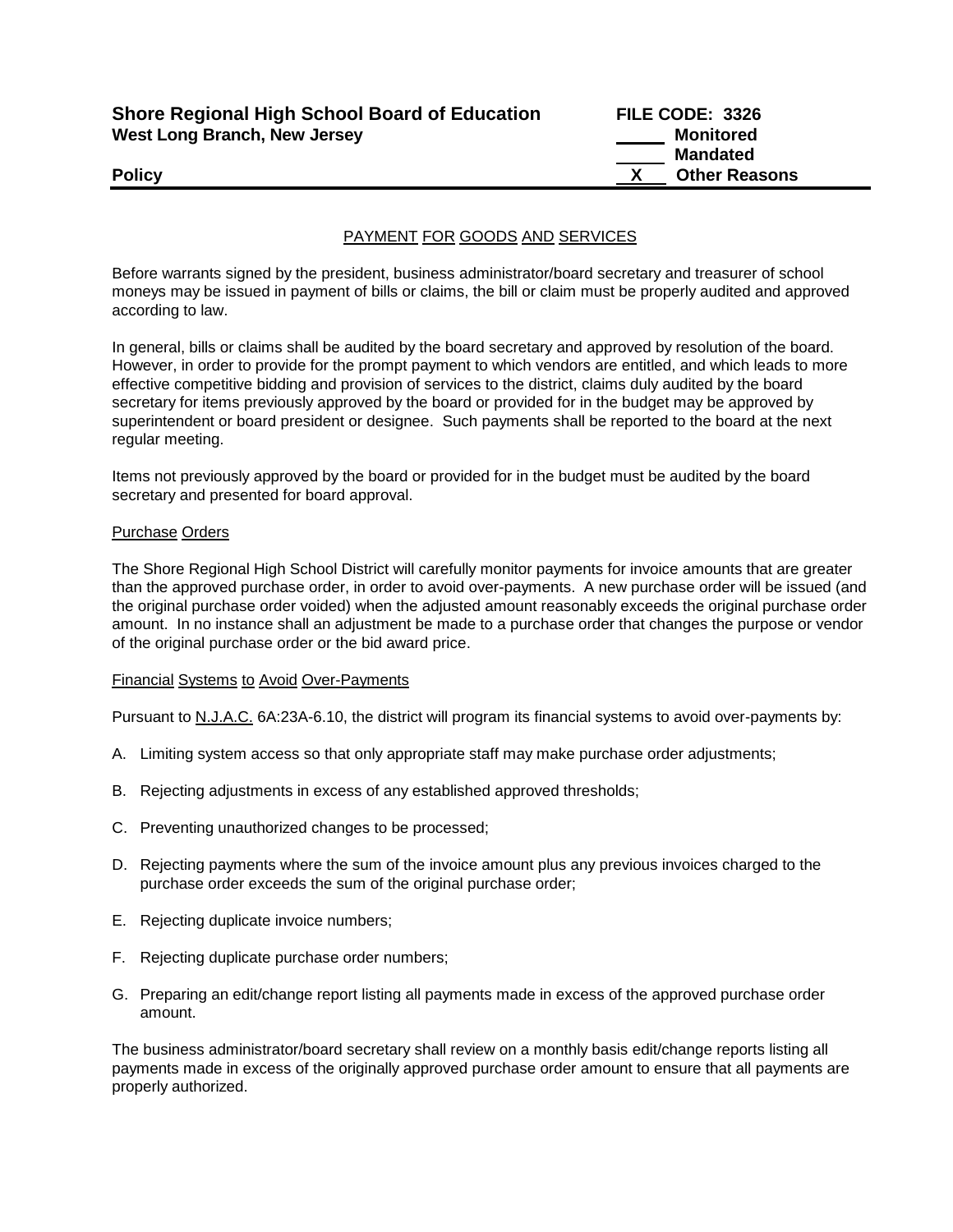**Shore Regional High School Board of Education** **FILE CODE: 3326**
**West Long Branch, New Jersey**

_____ **Monitored**
_____ **Mandated**
**Policy** __X__ **Other Reasons**

PAYMENT FOR GOODS AND SERVICES

Before warrants signed by the president, business administrator/board secretary and treasurer of school moneys may be issued in payment of bills or claims, the bill or claim must be properly audited and approved according to law.

In general, bills or claims shall be audited by the board secretary and approved by resolution of the board. However, in order to provide for the prompt payment to which vendors are entitled, and which leads to more effective competitive bidding and provision of services to the district, claims duly audited by the board secretary for items previously approved by the board or provided for in the budget may be approved by superintendent or board president or designee. Such payments shall be reported to the board at the next regular meeting.

Items not previously approved by the board or provided for in the budget must be audited by the board secretary and presented for board approval.

Purchase Orders

The Shore Regional High School District will carefully monitor payments for invoice amounts that are greater than the approved purchase order, in order to avoid over-payments. A new purchase order will be issued (and the original purchase order voided) when the adjusted amount reasonably exceeds the original purchase order amount. In no instance shall an adjustment be made to a purchase order that changes the purpose or vendor of the original purchase order or the bid award price.

Financial Systems to Avoid Over-Payments

Pursuant to N.J.A.C. 6A:23A-6.10, the district will program its financial systems to avoid over-payments by:

A. Limiting system access so that only appropriate staff may make purchase order adjustments;

B. Rejecting adjustments in excess of any established approved thresholds;

C. Preventing unauthorized changes to be processed;

D. Rejecting payments where the sum of the invoice amount plus any previous invoices charged to the purchase order exceeds the sum of the original purchase order;

E. Rejecting duplicate invoice numbers;

F. Rejecting duplicate purchase order numbers;

G. Preparing an edit/change report listing all payments made in excess of the approved purchase order amount.

The business administrator/board secretary shall review on a monthly basis edit/change reports listing all payments made in excess of the originally approved purchase order amount to ensure that all payments are properly authorized.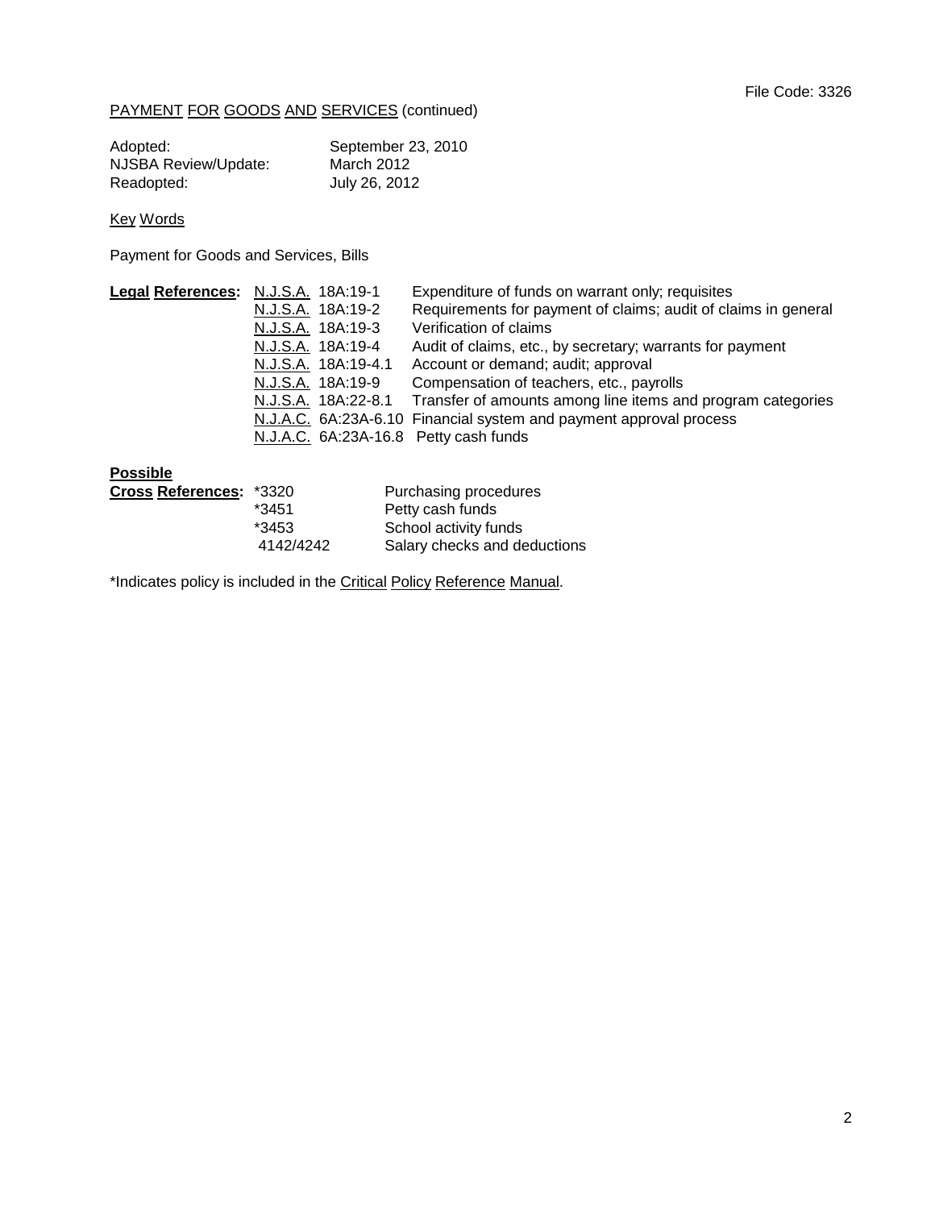File Code: 3326

PAYMENT FOR GOODS AND SERVICES (continued)

| | |
|---|---|
| Adopted: | September 23, 2010 |
| NJSBA Review/Update: | March 2012 |
| Readopted: | July 26, 2012 |

Key Words

Payment for Goods and Services, Bills

| | | |
|---|---|---|
| **Legal References:** | N.J.S.A. 18A:19-1 | Expenditure of funds on warrant only; requisites |
| | N.J.S.A. 18A:19-2 | Requirements for payment of claims; audit of claims in general |
| | N.J.S.A. 18A:19-3 | Verification of claims |
| | N.J.S.A. 18A:19-4 | Audit of claims, etc., by secretary; warrants for payment |
| | N.J.S.A. 18A:19-4.1 | Account or demand; audit; approval |
| | N.J.S.A. 18A:19-9 | Compensation of teachers, etc., payrolls |
| | N.J.S.A. 18A:22-8.1 | Transfer of amounts among line items and program categories |
| | N.J.A.C. 6A:23A-6.10 | Financial system and payment approval process |
| | N.J.A.C. 6A:23A-16.8 | Petty cash funds |

| | | |
|---|---|---|
| **Possible Cross References:** | *3320 | Purchasing procedures |
| | *3451 | Petty cash funds |
| | *3453 | School activity funds |
| | 4142/4242 | Salary checks and deductions |

*Indicates policy is included in the Critical Policy Reference Manual.